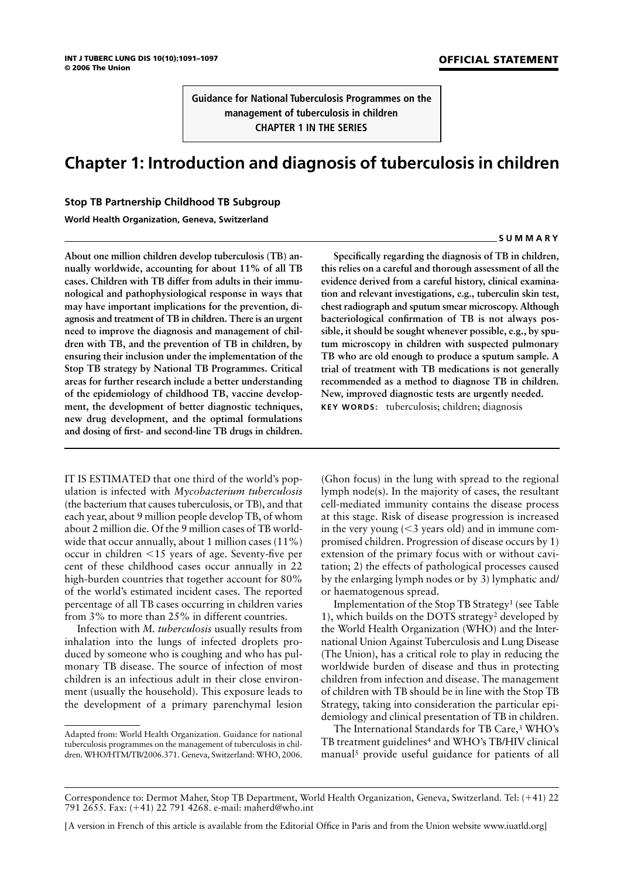**OFFICIAL STATEMENT**

**Guidance for National Tuberculosis Programmes on the management of tuberculosis in children**
**CHAPTER 1 IN THE SERIES**

# Chapter 1: Introduction and diagnosis of tuberculosis in children

**Stop TB Partnership Childhood TB Subgroup**

**World Health Organization, Geneva, Switzerland**

## SUMMARY

**About one million children develop tuberculosis (TB) annually worldwide, accounting for about 11% of all TB cases. Children with TB differ from adults in their immunological and pathophysiological response in ways that may have important implications for the prevention, diagnosis and treatment of TB in children. There is an urgent need to improve the diagnosis and management of children with TB, and the prevention of TB in children, by ensuring their inclusion under the implementation of the Stop TB strategy by National TB Programmes. Critical areas for further research include a better understanding of the epidemiology of childhood TB, vaccine development, the development of better diagnostic techniques, new drug development, and the optimal formulations and dosing of first- and second-line TB drugs in children.**

**Specifically regarding the diagnosis of TB in children, this relies on a careful and thorough assessment of all the evidence derived from a careful history, clinical examination and relevant investigations, e.g., tuberculin skin test, chest radiograph and sputum smear microscopy. Although bacteriological confirmation of TB is not always possible, it should be sought whenever possible, e.g., by sputum microscopy in children with suspected pulmonary TB who are old enough to produce a sputum sample. A trial of treatment with TB medications is not generally recommended as a method to diagnose TB in children. New, improved diagnostic tests are urgently needed.**

**KEY WORDS:** tuberculosis; children; diagnosis

IT IS ESTIMATED that one third of the world's population is infected with *Mycobacterium tuberculosis* (the bacterium that causes tuberculosis, or TB), and that each year, about 9 million people develop TB, of whom about 2 million die. Of the 9 million cases of TB worldwide that occur annually, about 1 million cases (11%) occur in children <15 years of age. Seventy-five per cent of these childhood cases occur annually in 22 high-burden countries that together account for 80% of the world's estimated incident cases. The reported percentage of all TB cases occurring in children varies from 3% to more than 25% in different countries.

Infection with *M. tuberculosis* usually results from inhalation into the lungs of infected droplets produced by someone who is coughing and who has pulmonary TB disease. The source of infection of most children is an infectious adult in their close environment (usually the household). This exposure leads to the development of a primary parenchymal lesion (Ghon focus) in the lung with spread to the regional lymph node(s). In the majority of cases, the resultant cell-mediated immunity contains the disease process at this stage. Risk of disease progression is increased in the very young (<3 years old) and in immune compromised children. Progression of disease occurs by 1) extension of the primary focus with or without cavitation; 2) the effects of pathological processes caused by the enlarging lymph nodes or by 3) lymphatic and/or haematogenous spread.

Implementation of the Stop TB Strategy[1] (see Table 1), which builds on the DOTS strategy[2] developed by the World Health Organization (WHO) and the International Union Against Tuberculosis and Lung Disease (The Union), has a critical role to play in reducing the worldwide burden of disease and thus in protecting children from infection and disease. The management of children with TB should be in line with the Stop TB Strategy, taking into consideration the particular epidemiology and clinical presentation of TB in children.

The International Standards for TB Care,[3] WHO's TB treatment guidelines[4] and WHO's TB/HIV clinical manual[5] provide useful guidance for patients of all

Adapted from: World Health Organization. Guidance for national tuberculosis programmes on the management of tuberculosis in children. WHO/HTM/TB/2006.371. Geneva, Switzerland: WHO, 2006.

Correspondence to: Dermot Maher, Stop TB Department, World Health Organization, Geneva, Switzerland. Tel: (+41) 22 791 2655. Fax: (+41) 22 791 4268. e-mail: maherd@who.int

[A version in French of this article is available from the Editorial Office in Paris and from the Union website www.iuatld.org]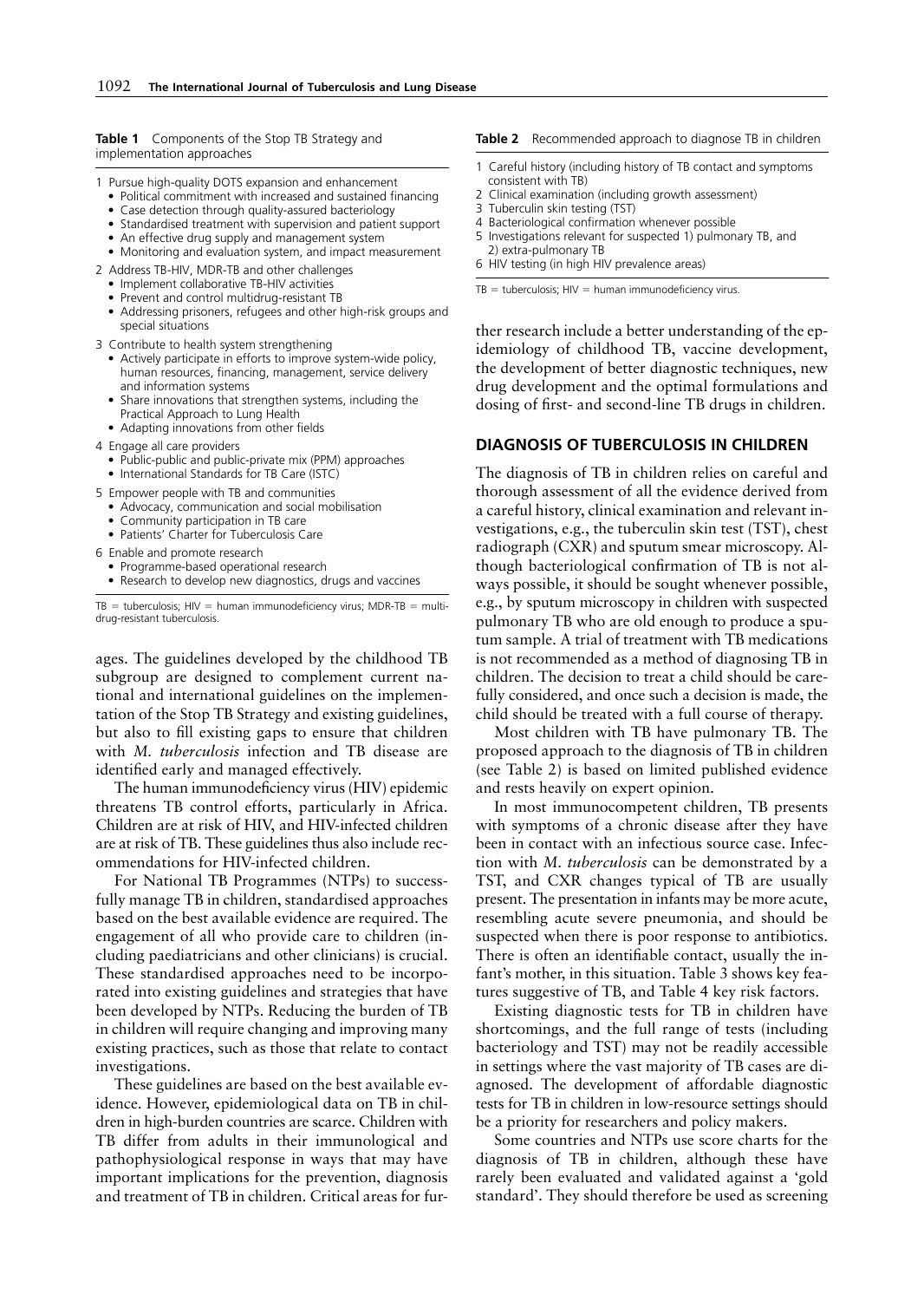**Table 1** Components of the Stop TB Strategy and implementation approaches

1 Pursue high-quality DOTS expansion and enhancement
   - Political commitment with increased and sustained financing
   - Case detection through quality-assured bacteriology
   - Standardised treatment with supervision and patient support
   - An effective drug supply and management system
   - Monitoring and evaluation system, and impact measurement
2 Address TB-HIV, MDR-TB and other challenges
   - Implement collaborative TB-HIV activities
   - Prevent and control multidrug-resistant TB
   - Addressing prisoners, refugees and other high-risk groups and special situations
3 Contribute to health system strengthening
   - Actively participate in efforts to improve system-wide policy, human resources, financing, management, service delivery and information systems
   - Share innovations that strengthen systems, including the Practical Approach to Lung Health
   - Adapting innovations from other fields
4 Engage all care providers
   - Public-public and public-private mix (PPM) approaches
   - International Standards for TB Care (ISTC)
5 Empower people with TB and communities
   - Advocacy, communication and social mobilisation
   - Community participation in TB care
   - Patients' Charter for Tuberculosis Care
6 Enable and promote research
   - Programme-based operational research
   - Research to develop new diagnostics, drugs and vaccines

TB = tuberculosis; HIV = human immunodeficiency virus; MDR-TB = multidrug-resistant tuberculosis.

ages. The guidelines developed by the childhood TB subgroup are designed to complement current national and international guidelines on the implementation of the Stop TB Strategy and existing guidelines, but also to fill existing gaps to ensure that children with *M. tuberculosis* infection and TB disease are identified early and managed effectively.

The human immunodeficiency virus (HIV) epidemic threatens TB control efforts, particularly in Africa. Children are at risk of HIV, and HIV-infected children are at risk of TB. These guidelines thus also include recommendations for HIV-infected children.

For National TB Programmes (NTPs) to successfully manage TB in children, standardised approaches based on the best available evidence are required. The engagement of all who provide care to children (including paediatricians and other clinicians) is crucial. These standardised approaches need to be incorporated into existing guidelines and strategies that have been developed by NTPs. Reducing the burden of TB in children will require changing and improving many existing practices, such as those that relate to contact investigations.

These guidelines are based on the best available evidence. However, epidemiological data on TB in children in high-burden countries are scarce. Children with TB differ from adults in their immunological and pathophysiological response in ways that may have important implications for the prevention, diagnosis and treatment of TB in children. Critical areas for further research include a better understanding of the epidemiology of childhood TB, vaccine development, the development of better diagnostic techniques, new drug development and the optimal formulations and dosing of first- and second-line TB drugs in children.

**Table 2** Recommended approach to diagnose TB in children

1 Careful history (including history of TB contact and symptoms consistent with TB)
2 Clinical examination (including growth assessment)
3 Tuberculin skin testing (TST)
4 Bacteriological confirmation whenever possible
5 Investigations relevant for suspected 1) pulmonary TB, and 2) extra-pulmonary TB
6 HIV testing (in high HIV prevalence areas)

TB = tuberculosis; HIV = human immunodeficiency virus.

## DIAGNOSIS OF TUBERCULOSIS IN CHILDREN

The diagnosis of TB in children relies on careful and thorough assessment of all the evidence derived from a careful history, clinical examination and relevant investigations, e.g., the tuberculin skin test (TST), chest radiograph (CXR) and sputum smear microscopy. Although bacteriological confirmation of TB is not always possible, it should be sought whenever possible, e.g., by sputum microscopy in children with suspected pulmonary TB who are old enough to produce a sputum sample. A trial of treatment with TB medications is not recommended as a method of diagnosing TB in children. The decision to treat a child should be carefully considered, and once such a decision is made, the child should be treated with a full course of therapy.

Most children with TB have pulmonary TB. The proposed approach to the diagnosis of TB in children (see Table 2) is based on limited published evidence and rests heavily on expert opinion.

In most immunocompetent children, TB presents with symptoms of a chronic disease after they have been in contact with an infectious source case. Infection with *M. tuberculosis* can be demonstrated by a TST, and CXR changes typical of TB are usually present. The presentation in infants may be more acute, resembling acute severe pneumonia, and should be suspected when there is poor response to antibiotics. There is often an identifiable contact, usually the infant's mother, in this situation. Table 3 shows key features suggestive of TB, and Table 4 key risk factors.

Existing diagnostic tests for TB in children have shortcomings, and the full range of tests (including bacteriology and TST) may not be readily accessible in settings where the vast majority of TB cases are diagnosed. The development of affordable diagnostic tests for TB in children in low-resource settings should be a priority for researchers and policy makers.

Some countries and NTPs use score charts for the diagnosis of TB in children, although these have rarely been evaluated and validated against a 'gold standard'. They should therefore be used as screening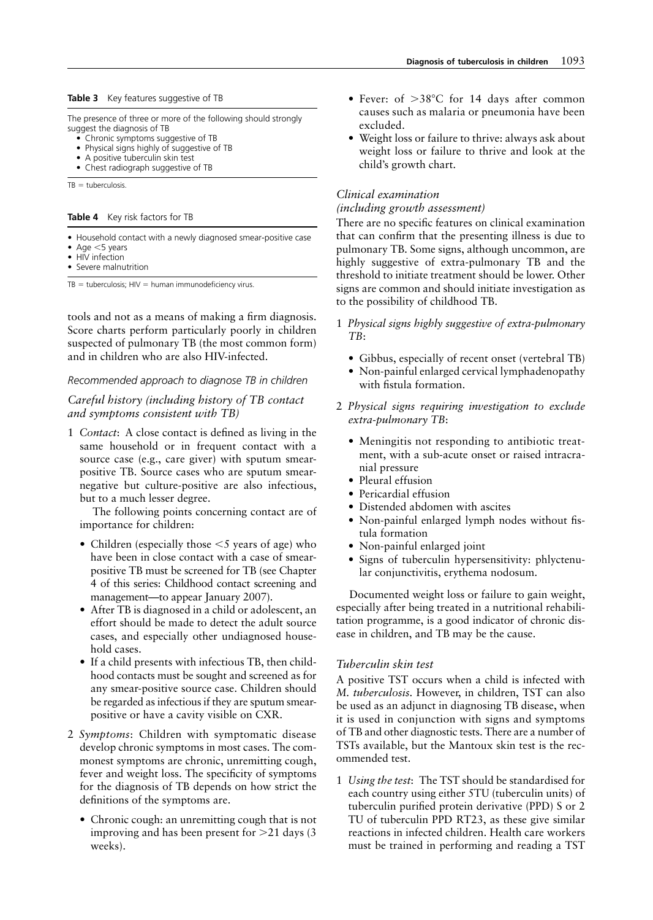**Table 3** Key features suggestive of TB

The presence of three or more of the following should strongly suggest the diagnosis of TB

- Chronic symptoms suggestive of TB
- Physical signs highly of suggestive of TB
- A positive tuberculin skin test
- Chest radiograph suggestive of TB

TB = tuberculosis.

**Table 4** Key risk factors for TB

- Household contact with a newly diagnosed smear-positive case
- Age <5 years
- HIV infection
- Severe malnutrition

TB = tuberculosis; HIV = human immunodeficiency virus.

tools and not as a means of making a firm diagnosis. Score charts perform particularly poorly in children suspected of pulmonary TB (the most common form) and in children who are also HIV-infected.

*Recommended approach to diagnose TB in children*

*Careful history (including history of TB contact and symptoms consistent with TB)*

1 *Contact*: A close contact is defined as living in the same household or in frequent contact with a source case (e.g., care giver) with sputum smear-positive TB. Source cases who are sputum smear-negative but culture-positive are also infectious, but to a much lesser degree.

The following points concerning contact are of importance for children:

- Children (especially those <5 years of age) who have been in close contact with a case of smear-positive TB must be screened for TB (see Chapter 4 of this series: Childhood contact screening and management—to appear January 2007).
- After TB is diagnosed in a child or adolescent, an effort should be made to detect the adult source cases, and especially other undiagnosed household cases.
- If a child presents with infectious TB, then childhood contacts must be sought and screened as for any smear-positive source case. Children should be regarded as infectious if they are sputum smear-positive or have a cavity visible on CXR.

2 *Symptoms*: Children with symptomatic disease develop chronic symptoms in most cases. The commonest symptoms are chronic, unremitting cough, fever and weight loss. The specificity of symptoms for the diagnosis of TB depends on how strict the definitions of the symptoms are.

- Chronic cough: an unremitting cough that is not improving and has been present for >21 days (3 weeks).
- Fever: of >38°C for 14 days after common causes such as malaria or pneumonia have been excluded.
- Weight loss or failure to thrive: always ask about weight loss or failure to thrive and look at the child's growth chart.

*Clinical examination (including growth assessment)*

There are no specific features on clinical examination that can confirm that the presenting illness is due to pulmonary TB. Some signs, although uncommon, are highly suggestive of extra-pulmonary TB and the threshold to initiate treatment should be lower. Other signs are common and should initiate investigation as to the possibility of childhood TB.

1 *Physical signs highly suggestive of extra-pulmonary TB*:

- Gibbus, especially of recent onset (vertebral TB)
- Non-painful enlarged cervical lymphadenopathy with fistula formation.

2 *Physical signs requiring investigation to exclude extra-pulmonary TB*:

- Meningitis not responding to antibiotic treatment, with a sub-acute onset or raised intracranial pressure
- Pleural effusion
- Pericardial effusion
- Distended abdomen with ascites
- Non-painful enlarged lymph nodes without fistula formation
- Non-painful enlarged joint
- Signs of tuberculin hypersensitivity: phlyctenular conjunctivitis, erythema nodosum.

Documented weight loss or failure to gain weight, especially after being treated in a nutritional rehabilitation programme, is a good indicator of chronic disease in children, and TB may be the cause.

*Tuberculin skin test*

A positive TST occurs when a child is infected with *M. tuberculosis*. However, in children, TST can also be used as an adjunct in diagnosing TB disease, when it is used in conjunction with signs and symptoms of TB and other diagnostic tests. There are a number of TSTs available, but the Mantoux skin test is the recommended test.

1 *Using the test*: The TST should be standardised for each country using either 5TU (tuberculin units) of tuberculin purified protein derivative (PPD) S or 2 TU of tuberculin PPD RT23, as these give similar reactions in infected children. Health care workers must be trained in performing and reading a TST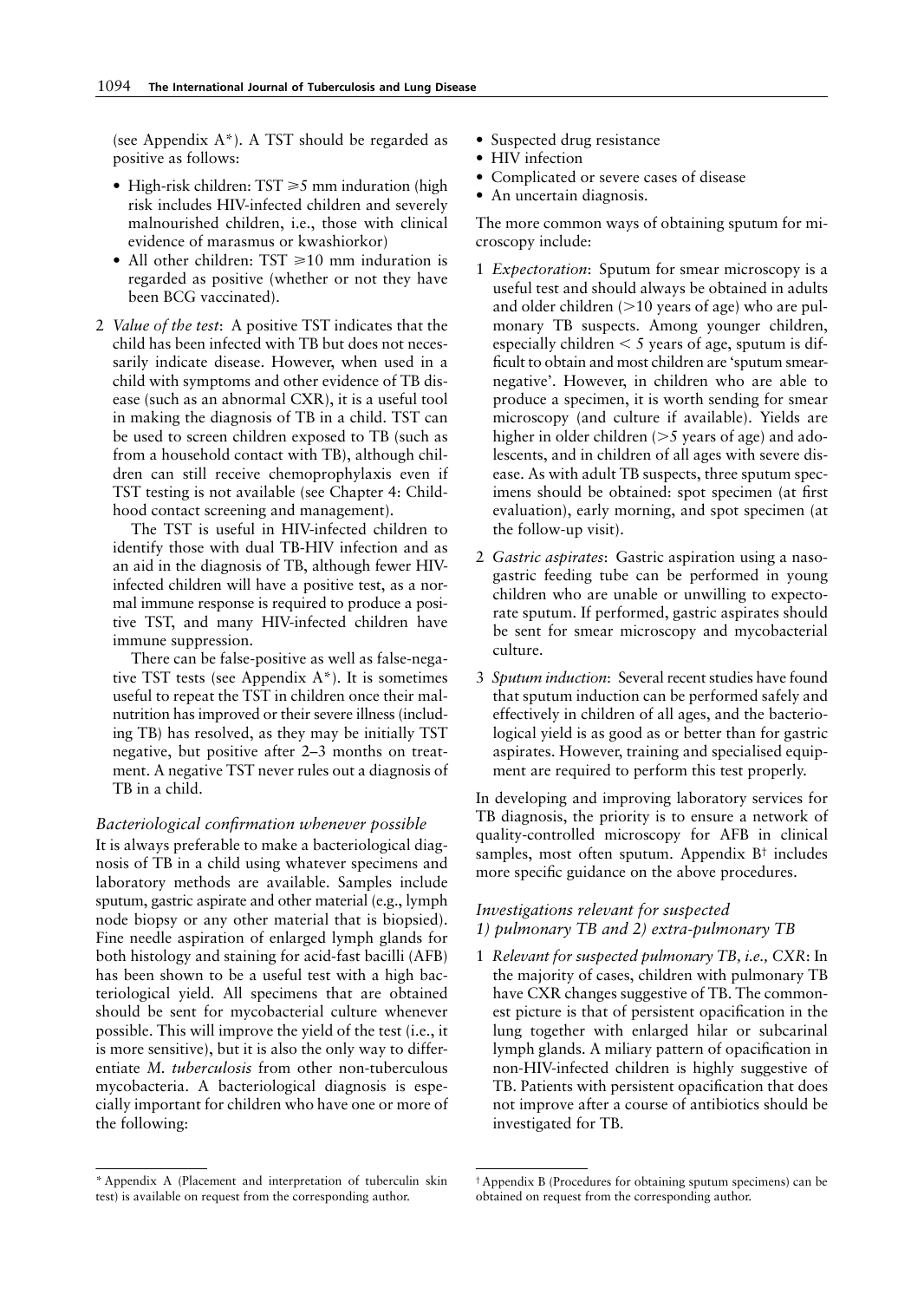(see Appendix A*). A TST should be regarded as positive as follows:

- High-risk children: TST $\geqslant$5 mm induration (high risk includes HIV-infected children and severely malnourished children, i.e., those with clinical evidence of marasmus or kwashiorkor)
- All other children: TST $\geqslant$10 mm induration is regarded as positive (whether or not they have been BCG vaccinated).

2 *Value of the test*: A positive TST indicates that the child has been infected with TB but does not necessarily indicate disease. However, when used in a child with symptoms and other evidence of TB disease (such as an abnormal CXR), it is a useful tool in making the diagnosis of TB in a child. TST can be used to screen children exposed to TB (such as from a household contact with TB), although children can still receive chemoprophylaxis even if TST testing is not available (see Chapter 4: Childhood contact screening and management).

The TST is useful in HIV-infected children to identify those with dual TB-HIV infection and as an aid in the diagnosis of TB, although fewer HIV-infected children will have a positive test, as a normal immune response is required to produce a positive TST, and many HIV-infected children have immune suppression.

There can be false-positive as well as false-negative TST tests (see Appendix A*). It is sometimes useful to repeat the TST in children once their malnutrition has improved or their severe illness (including TB) has resolved, as they may be initially TST negative, but positive after 2–3 months on treatment. A negative TST never rules out a diagnosis of TB in a child.

### *Bacteriological confirmation whenever possible*

It is always preferable to make a bacteriological diagnosis of TB in a child using whatever specimens and laboratory methods are available. Samples include sputum, gastric aspirate and other material (e.g., lymph node biopsy or any other material that is biopsied). Fine needle aspiration of enlarged lymph glands for both histology and staining for acid-fast bacilli (AFB) has been shown to be a useful test with a high bacteriological yield. All specimens that are obtained should be sent for mycobacterial culture whenever possible. This will improve the yield of the test (i.e., it is more sensitive), but it is also the only way to differentiate *M. tuberculosis* from other non-tuberculous mycobacteria. A bacteriological diagnosis is especially important for children who have one or more of the following:

- Suspected drug resistance
- HIV infection
- Complicated or severe cases of disease
- An uncertain diagnosis.

The more common ways of obtaining sputum for microscopy include:

1 *Expectoration*: Sputum for smear microscopy is a useful test and should always be obtained in adults and older children (>10 years of age) who are pulmonary TB suspects. Among younger children, especially children < 5 years of age, sputum is difficult to obtain and most children are 'sputum smear-negative'. However, in children who are able to produce a specimen, it is worth sending for smear microscopy (and culture if available). Yields are higher in older children (>5 years of age) and adolescents, and in children of all ages with severe disease. As with adult TB suspects, three sputum specimens should be obtained: spot specimen (at first evaluation), early morning, and spot specimen (at the follow-up visit).

2 *Gastric aspirates*: Gastric aspiration using a nasogastric feeding tube can be performed in young children who are unable or unwilling to expectorate sputum. If performed, gastric aspirates should be sent for smear microscopy and mycobacterial culture.

3 *Sputum induction*: Several recent studies have found that sputum induction can be performed safely and effectively in children of all ages, and the bacteriological yield is as good as or better than for gastric aspirates. However, training and specialised equipment are required to perform this test properly.

In developing and improving laboratory services for TB diagnosis, the priority is to ensure a network of quality-controlled microscopy for AFB in clinical samples, most often sputum. Appendix B† includes more specific guidance on the above procedures.

### *Investigations relevant for suspected 1) pulmonary TB and 2) extra-pulmonary TB*

1 *Relevant for suspected pulmonary TB, i.e., CXR*: In the majority of cases, children with pulmonary TB have CXR changes suggestive of TB. The commonest picture is that of persistent opacification in the lung together with enlarged hilar or subcarinal lymph glands. A miliary pattern of opacification in non-HIV-infected children is highly suggestive of TB. Patients with persistent opacification that does not improve after a course of antibiotics should be investigated for TB.

---

\* Appendix A (Placement and interpretation of tuberculin skin test) is available on request from the corresponding author.

† Appendix B (Procedures for obtaining sputum specimens) can be obtained on request from the corresponding author.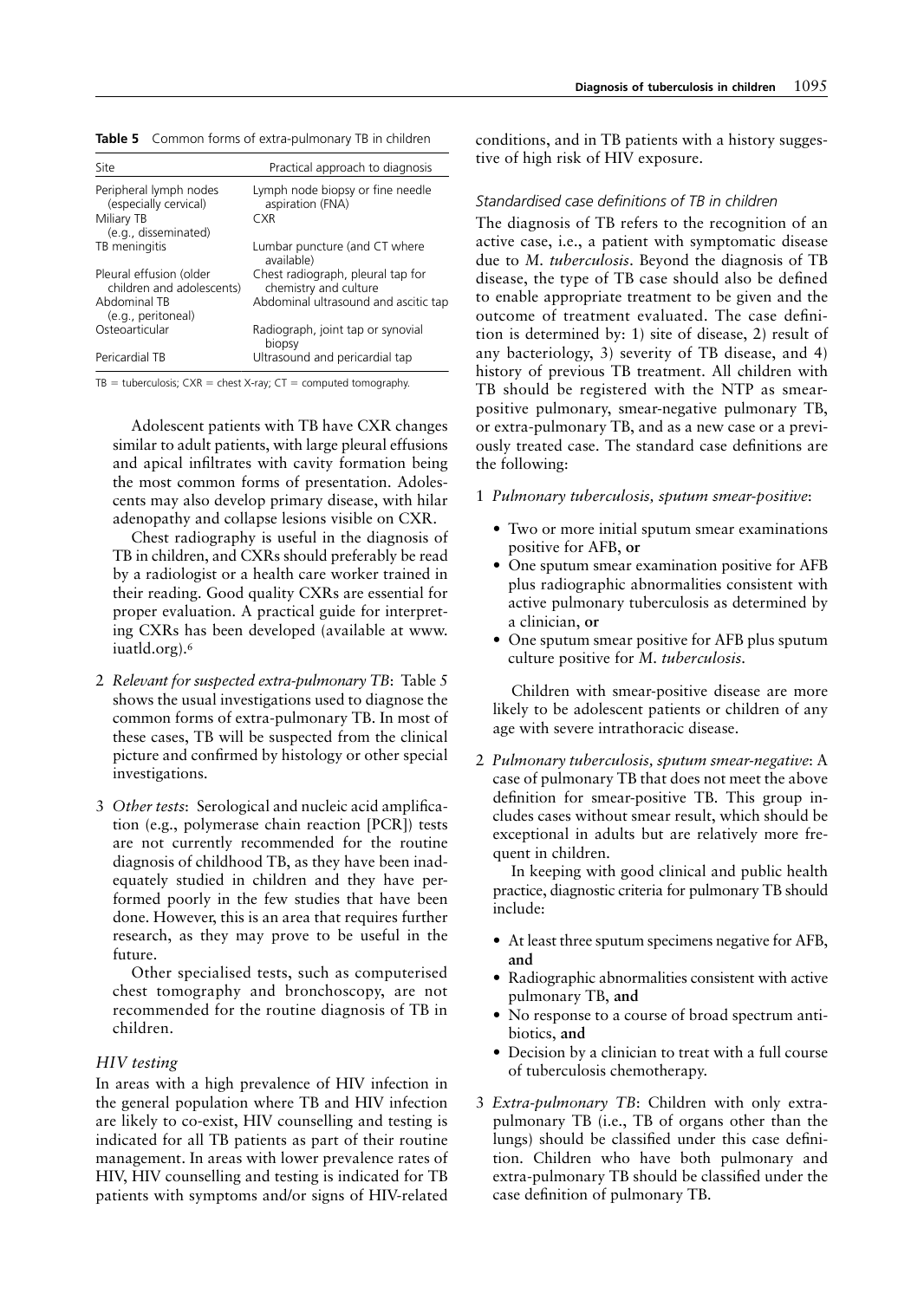**Table 5** Common forms of extra-pulmonary TB in children

| Site | Practical approach to diagnosis |
|---|---|
| Peripheral lymph nodes (especially cervical) | Lymph node biopsy or fine needle aspiration (FNA) |
| Miliary TB (e.g., disseminated) | CXR |
| TB meningitis | Lumbar puncture (and CT where available) |
| Pleural effusion (older children and adolescents) | Chest radiograph, pleural tap for chemistry and culture |
| Abdominal TB (e.g., peritoneal) | Abdominal ultrasound and ascitic tap |
| Osteoarticular | Radiograph, joint tap or synovial biopsy |
| Pericardial TB | Ultrasound and pericardial tap |

TB = tuberculosis; CXR = chest X-ray; CT = computed tomography.

Adolescent patients with TB have CXR changes similar to adult patients, with large pleural effusions and apical infiltrates with cavity formation being the most common forms of presentation. Adolescents may also develop primary disease, with hilar adenopathy and collapse lesions visible on CXR.

Chest radiography is useful in the diagnosis of TB in children, and CXRs should preferably be read by a radiologist or a health care worker trained in their reading. Good quality CXRs are essential for proper evaluation. A practical guide for interpreting CXRs has been developed (available at www.iuatld.org).[6]

2 *Relevant for suspected extra-pulmonary TB*: Table 5 shows the usual investigations used to diagnose the common forms of extra-pulmonary TB. In most of these cases, TB will be suspected from the clinical picture and confirmed by histology or other special investigations.

3 *Other tests*: Serological and nucleic acid amplification (e.g., polymerase chain reaction [PCR]) tests are not currently recommended for the routine diagnosis of childhood TB, as they have been inadequately studied in children and they have performed poorly in the few studies that have been done. However, this is an area that requires further research, as they may prove to be useful in the future.

Other specialised tests, such as computerised chest tomography and bronchoscopy, are not recommended for the routine diagnosis of TB in children.

### *HIV testing*

In areas with a high prevalence of HIV infection in the general population where TB and HIV infection are likely to co-exist, HIV counselling and testing is indicated for all TB patients as part of their routine management. In areas with lower prevalence rates of HIV, HIV counselling and testing is indicated for TB patients with symptoms and/or signs of HIV-related conditions, and in TB patients with a history suggestive of high risk of HIV exposure.

### *Standardised case definitions of TB in children*

The diagnosis of TB refers to the recognition of an active case, i.e., a patient with symptomatic disease due to *M. tuberculosis*. Beyond the diagnosis of TB disease, the type of TB case should also be defined to enable appropriate treatment to be given and the outcome of treatment evaluated. The case definition is determined by: 1) site of disease, 2) result of any bacteriology, 3) severity of TB disease, and 4) history of previous TB treatment. All children with TB should be registered with the NTP as smear-positive pulmonary, smear-negative pulmonary TB, or extra-pulmonary TB, and as a new case or a previously treated case. The standard case definitions are the following:

1 *Pulmonary tuberculosis, sputum smear-positive*:

- Two or more initial sputum smear examinations positive for AFB, **or**
- One sputum smear examination positive for AFB plus radiographic abnormalities consistent with active pulmonary tuberculosis as determined by a clinician, **or**
- One sputum smear positive for AFB plus sputum culture positive for *M. tuberculosis*.

Children with smear-positive disease are more likely to be adolescent patients or children of any age with severe intrathoracic disease.

2 *Pulmonary tuberculosis, sputum smear-negative*: A case of pulmonary TB that does not meet the above definition for smear-positive TB. This group includes cases without smear result, which should be exceptional in adults but are relatively more frequent in children.

In keeping with good clinical and public health practice, diagnostic criteria for pulmonary TB should include:

- At least three sputum specimens negative for AFB, **and**
- Radiographic abnormalities consistent with active pulmonary TB, **and**
- No response to a course of broad spectrum antibiotics, **and**
- Decision by a clinician to treat with a full course of tuberculosis chemotherapy.

3 *Extra-pulmonary TB*: Children with only extra-pulmonary TB (i.e., TB of organs other than the lungs) should be classified under this case definition. Children who have both pulmonary and extra-pulmonary TB should be classified under the case definition of pulmonary TB.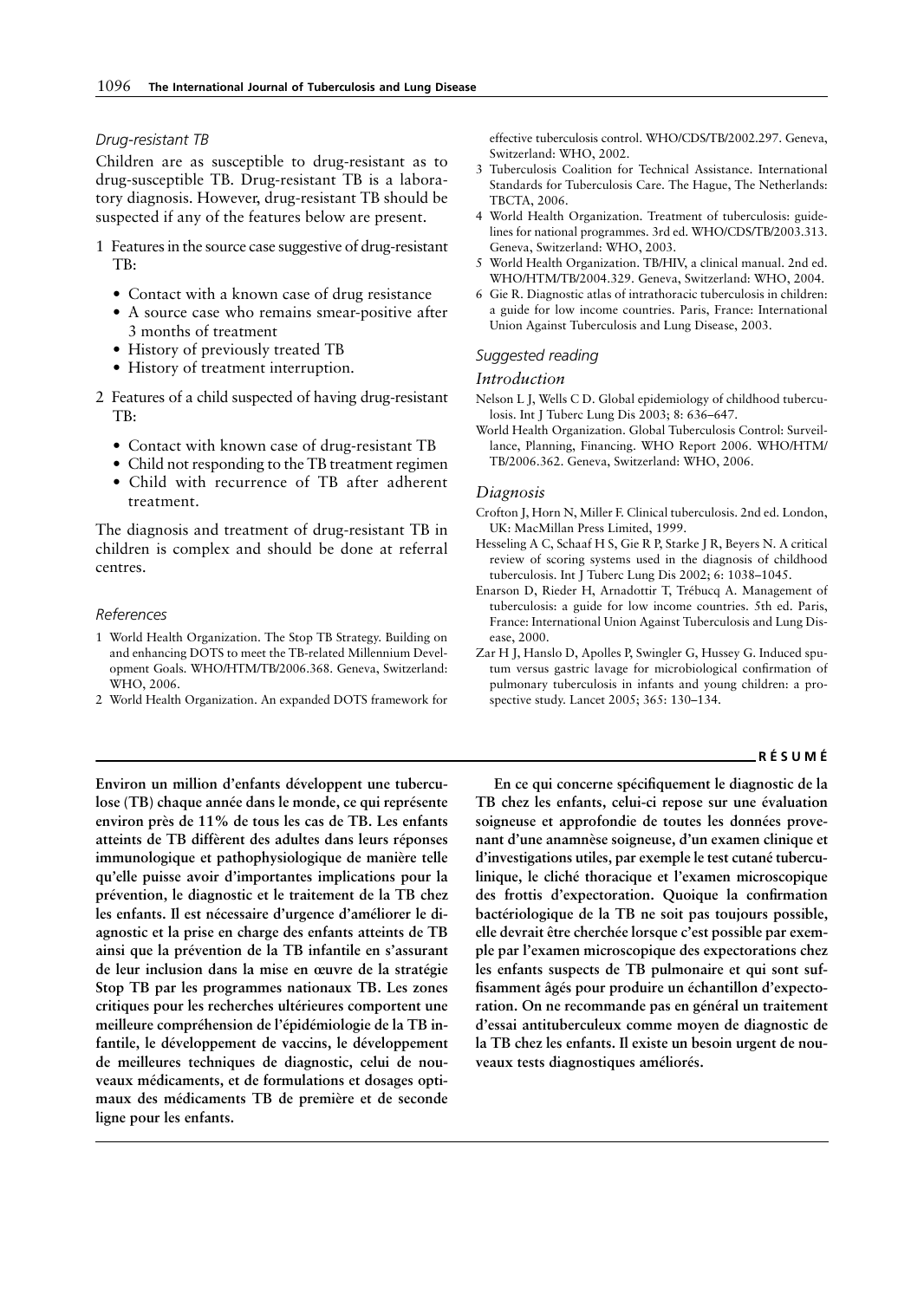### Drug-resistant TB

Children are as susceptible to drug-resistant as to drug-susceptible TB. Drug-resistant TB is a laboratory diagnosis. However, drug-resistant TB should be suspected if any of the features below are present.

1 Features in the source case suggestive of drug-resistant TB:

- Contact with a known case of drug resistance
- A source case who remains smear-positive after 3 months of treatment
- History of previously treated TB
- History of treatment interruption.

2 Features of a child suspected of having drug-resistant TB:

- Contact with known case of drug-resistant TB
- Child not responding to the TB treatment regimen
- Child with recurrence of TB after adherent treatment.

The diagnosis and treatment of drug-resistant TB in children is complex and should be done at referral centres.

### References

1 World Health Organization. The Stop TB Strategy. Building on and enhancing DOTS to meet the TB-related Millennium Development Goals. WHO/HTM/TB/2006.368. Geneva, Switzerland: WHO, 2006.
2 World Health Organization. An expanded DOTS framework for effective tuberculosis control. WHO/CDS/TB/2002.297. Geneva, Switzerland: WHO, 2002.
3 Tuberculosis Coalition for Technical Assistance. International Standards for Tuberculosis Care. The Hague, The Netherlands: TBCTA, 2006.
4 World Health Organization. Treatment of tuberculosis: guidelines for national programmes. 3rd ed. WHO/CDS/TB/2003.313. Geneva, Switzerland: WHO, 2003.
5 World Health Organization. TB/HIV, a clinical manual. 2nd ed. WHO/HTM/TB/2004.329. Geneva, Switzerland: WHO, 2004.
6 Gie R. Diagnostic atlas of intrathoracic tuberculosis in children: a guide for low income countries. Paris, France: International Union Against Tuberculosis and Lung Disease, 2003.

### Suggested reading

#### Introduction

Nelson L J, Wells C D. Global epidemiology of childhood tuberculosis. Int J Tuberc Lung Dis 2003; 8: 636–647.

World Health Organization. Global Tuberculosis Control: Surveillance, Planning, Financing. WHO Report 2006. WHO/HTM/TB/2006.362. Geneva, Switzerland: WHO, 2006.

#### Diagnosis

Crofton J, Horn N, Miller F. Clinical tuberculosis. 2nd ed. London, UK: MacMillan Press Limited, 1999.

Hesseling A C, Schaaf H S, Gie R P, Starke J R, Beyers N. A critical review of scoring systems used in the diagnosis of childhood tuberculosis. Int J Tuberc Lung Dis 2002; 6: 1038–1045.

Enarson D, Rieder H, Arnadottir T, Trébucq A. Management of tuberculosis: a guide for low income countries. 5th ed. Paris, France: International Union Against Tuberculosis and Lung Disease, 2000.

Zar H J, Hanslo D, Apolles P, Swingler G, Hussey G. Induced sputum versus gastric lavage for microbiological confirmation of pulmonary tuberculosis in infants and young children: a prospective study. Lancet 2005; 365: 130–134.

## RÉSUMÉ

**Environ un million d'enfants développent une tuberculose (TB) chaque année dans le monde, ce qui représente environ près de 11% de tous les cas de TB. Les enfants atteints de TB diffèrent des adultes dans leurs réponses immunologique et pathophysiologique de manière telle qu'elle puisse avoir d'importantes implications pour la prévention, le diagnostic et le traitement de la TB chez les enfants. Il est nécessaire d'urgence d'améliorer le diagnostic et la prise en charge des enfants atteints de TB ainsi que la prévention de la TB infantile en s'assurant de leur inclusion dans la mise en œuvre de la stratégie Stop TB par les programmes nationaux TB. Les zones critiques pour les recherches ultérieures comportent une meilleure compréhension de l'épidémiologie de la TB infantile, le développement de vaccins, le développement de meilleures techniques de diagnostic, celui de nouveaux médicaments, et de formulations et dosages optimaux des médicaments TB de première et de seconde ligne pour les enfants.**

**En ce qui concerne spécifiquement le diagnostic de la TB chez les enfants, celui-ci repose sur une évaluation soigneuse et approfondie de toutes les données provenant d'une anamnèse soigneuse, d'un examen clinique et d'investigations utiles, par exemple le test cutané tuberculinique, le cliché thoracique et l'examen microscopique des frottis d'expectoration. Quoique la confirmation bactériologique de la TB ne soit pas toujours possible, elle devrait être cherchée lorsque c'est possible par exemple par l'examen microscopique des expectorations chez les enfants suspects de TB pulmonaire et qui sont suffisamment âgés pour produire un échantillon d'expectoration. On ne recommande pas en général un traitement d'essai antituberculeux comme moyen de diagnostic de la TB chez les enfants. Il existe un besoin urgent de nouveaux tests diagnostiques améliorés.**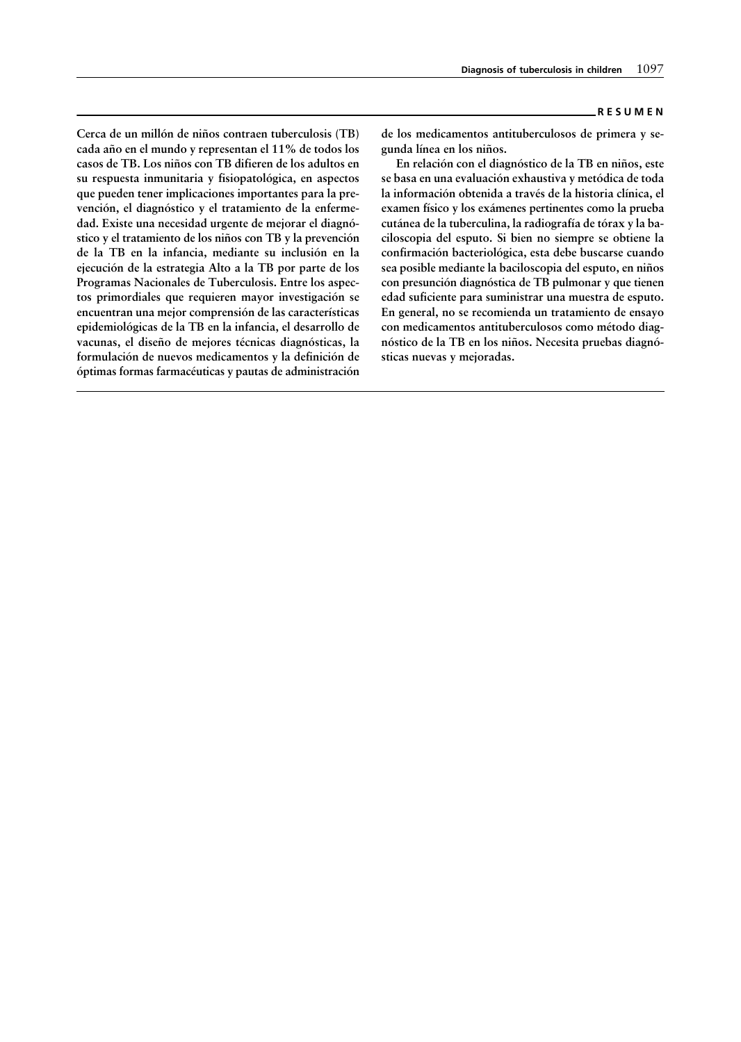## RESUMEN

**Cerca de un millón de niños contraen tuberculosis (TB) cada año en el mundo y representan el 11% de todos los casos de TB. Los niños con TB difieren de los adultos en su respuesta inmunitaria y fisiopatológica, en aspectos que pueden tener implicaciones importantes para la prevención, el diagnóstico y el tratamiento de la enfermedad. Existe una necesidad urgente de mejorar el diagnóstico y el tratamiento de los niños con TB y la prevención de la TB en la infancia, mediante su inclusión en la ejecución de la estrategia Alto a la TB por parte de los Programas Nacionales de Tuberculosis. Entre los aspectos primordiales que requieren mayor investigación se encuentran una mejor comprensión de las características epidemiológicas de la TB en la infancia, el desarrollo de vacunas, el diseño de mejores técnicas diagnósticas, la formulación de nuevos medicamentos y la definición de óptimas formas farmacéuticas y pautas de administración de los medicamentos antituberculosos de primera y segunda línea en los niños.**

**En relación con el diagnóstico de la TB en niños, este se basa en una evaluación exhaustiva y metódica de toda la información obtenida a través de la historia clínica, el examen físico y los exámenes pertinentes como la prueba cutánea de la tuberculina, la radiografía de tórax y la baciloscopia del esputo. Si bien no siempre se obtiene la confirmación bacteriológica, esta debe buscarse cuando sea posible mediante la baciloscopia del esputo, en niños con presunción diagnóstica de TB pulmonar y que tienen edad suficiente para suministrar una muestra de esputo. En general, no se recomienda un tratamiento de ensayo con medicamentos antituberculosos como método diagnóstico de la TB en los niños. Necesita pruebas diagnósticas nuevas y mejoradas.**